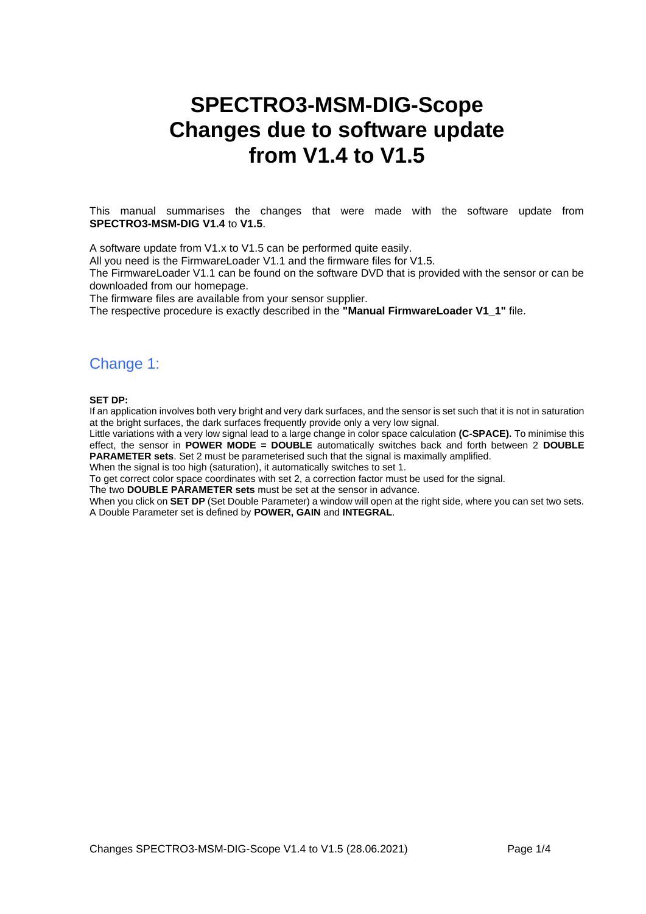# SPECTRO3-MSM-DIG-Scope
# Changes due to software update
# from V1.4 to V1.5

This manual summarises the changes that were made with the software update from **SPECTRO3-MSM-DIG V1.4** to **V1.5**.

A software update from V1.x to V1.5 can be performed quite easily.
All you need is the FirmwareLoader V1.1 and the firmware files for V1.5.
The FirmwareLoader V1.1 can be found on the software DVD that is provided with the sensor or can be downloaded from our homepage.
The firmware files are available from your sensor supplier.
The respective procedure is exactly described in the **"Manual FirmwareLoader V1_1"** file.

## Change 1:

**SET DP:**
If an application involves both very bright and very dark surfaces, and the sensor is set such that it is not in saturation at the bright surfaces, the dark surfaces frequently provide only a very low signal.
Little variations with a very low signal lead to a large change in color space calculation **(C-SPACE).** To minimise this effect, the sensor in **POWER MODE = DOUBLE** automatically switches back and forth between 2 **DOUBLE PARAMETER sets**. Set 2 must be parameterised such that the signal is maximally amplified.
When the signal is too high (saturation), it automatically switches to set 1.
To get correct color space coordinates with set 2, a correction factor must be used for the signal.
The two **DOUBLE PARAMETER sets** must be set at the sensor in advance.
When you click on **SET DP** (Set Double Parameter) a window will open at the right side, where you can set two sets.
A Double Parameter set is defined by **POWER, GAIN** and **INTEGRAL**.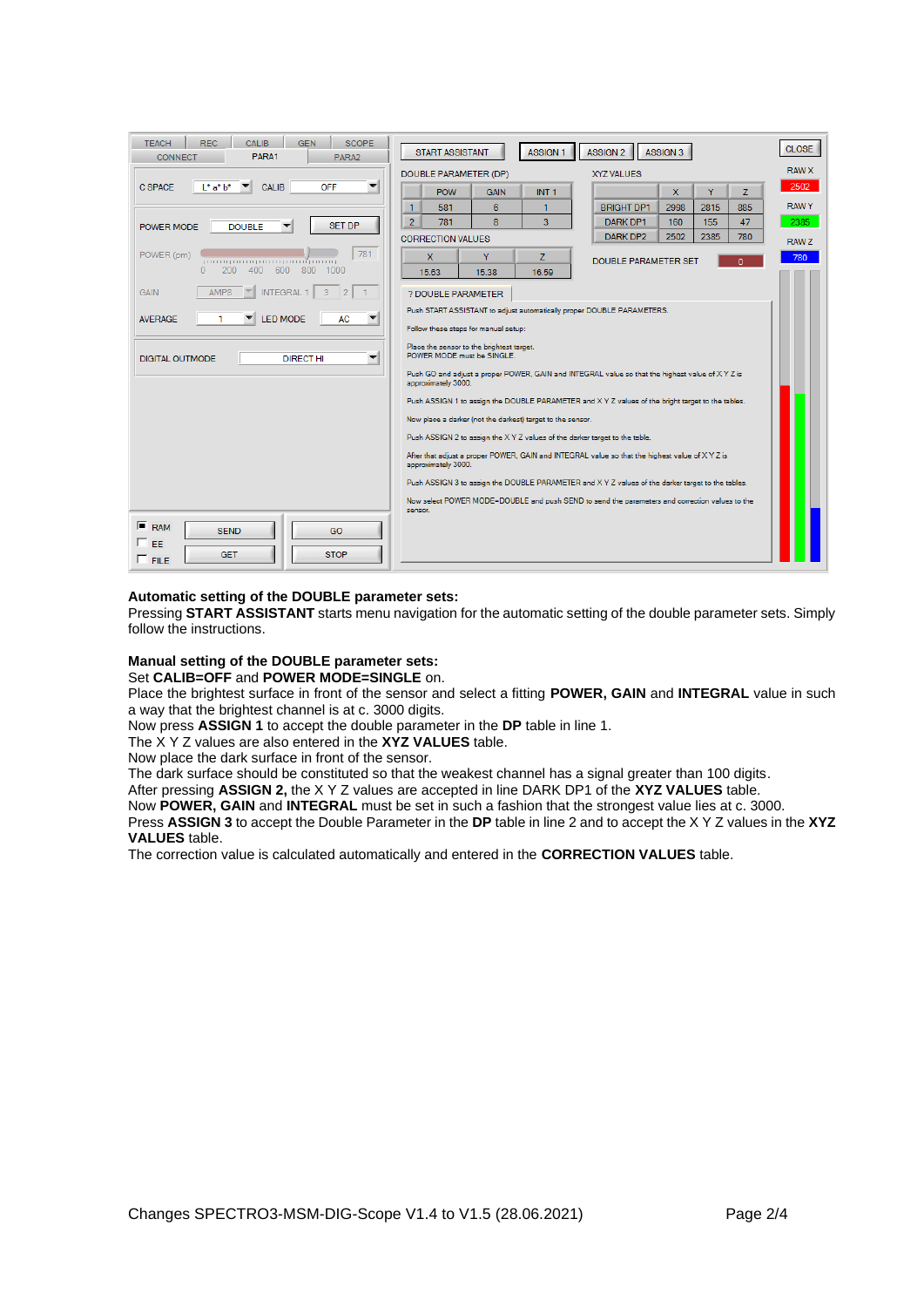**Automatic setting of the DOUBLE parameter sets:**
Pressing **START ASSISTANT** starts menu navigation for the automatic setting of the double parameter sets. Simply follow the instructions.

**Manual setting of the DOUBLE parameter sets:**
Set **CALIB=OFF** and **POWER MODE=SINGLE** on.
Place the brightest surface in front of the sensor and select a fitting **POWER, GAIN** and **INTEGRAL** value in such a way that the brightest channel is at c. 3000 digits.
Now press **ASSIGN 1** to accept the double parameter in the **DP** table in line 1.
The X Y Z values are also entered in the **XYZ VALUES** table.
Now place the dark surface in front of the sensor.
The dark surface should be constituted so that the weakest channel has a signal greater than 100 digits.
After pressing **ASSIGN 2,** the X Y Z values are accepted in line DARK DP1 of the **XYZ VALUES** table.
Now **POWER, GAIN** and **INTEGRAL** must be set in such a fashion that the strongest value lies at c. 3000.
Press **ASSIGN 3** to accept the Double Parameter in the **DP** table in line 2 and to accept the X Y Z values in the **XYZ VALUES** table.
The correction value is calculated automatically and entered in the **CORRECTION VALUES** table.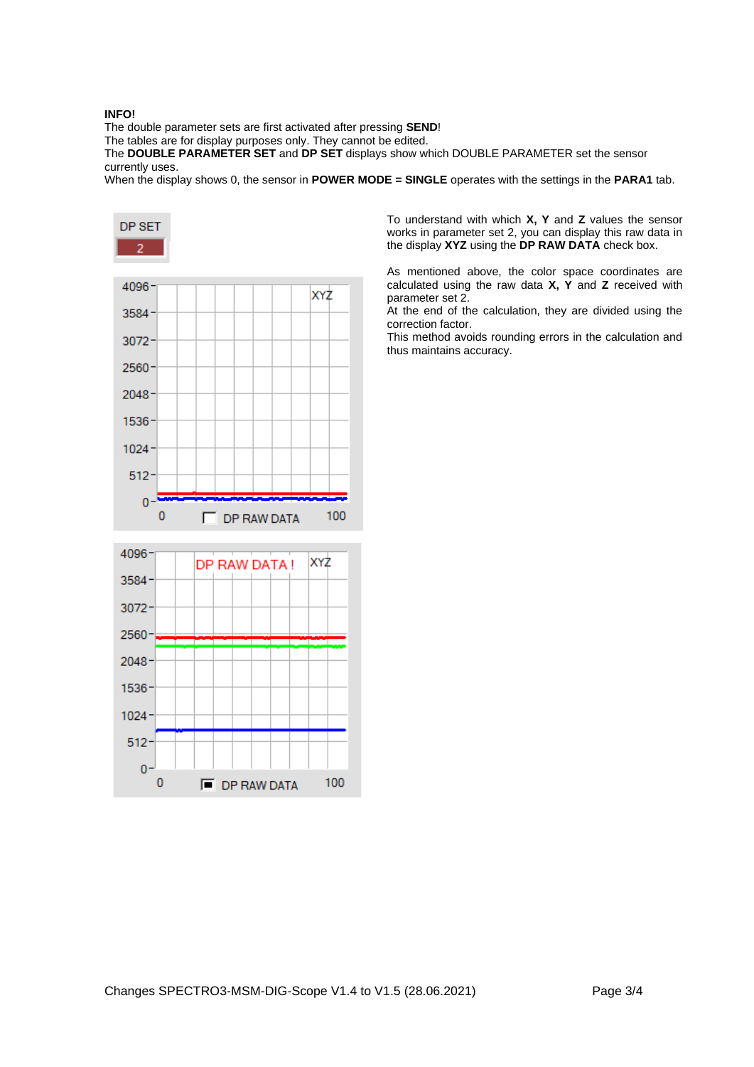**INFO!**
The double parameter sets are first activated after pressing **SEND**!
The tables are for display purposes only. They cannot be edited.
The **DOUBLE PARAMETER SET** and **DP SET** displays show which DOUBLE PARAMETER set the sensor currently uses.
When the display shows 0, the sensor in **POWER MODE = SINGLE** operates with the settings in the **PARA1** tab.

To understand with which **X, Y** and **Z** values the sensor works in parameter set 2, you can display this raw data in the display **XYZ** using the **DP RAW DATA** check box.

As mentioned above, the color space coordinates are calculated using the raw data **X, Y** and **Z** received with parameter set 2.
At the end of the calculation, they are divided using the correction factor.
This method avoids rounding errors in the calculation and thus maintains accuracy.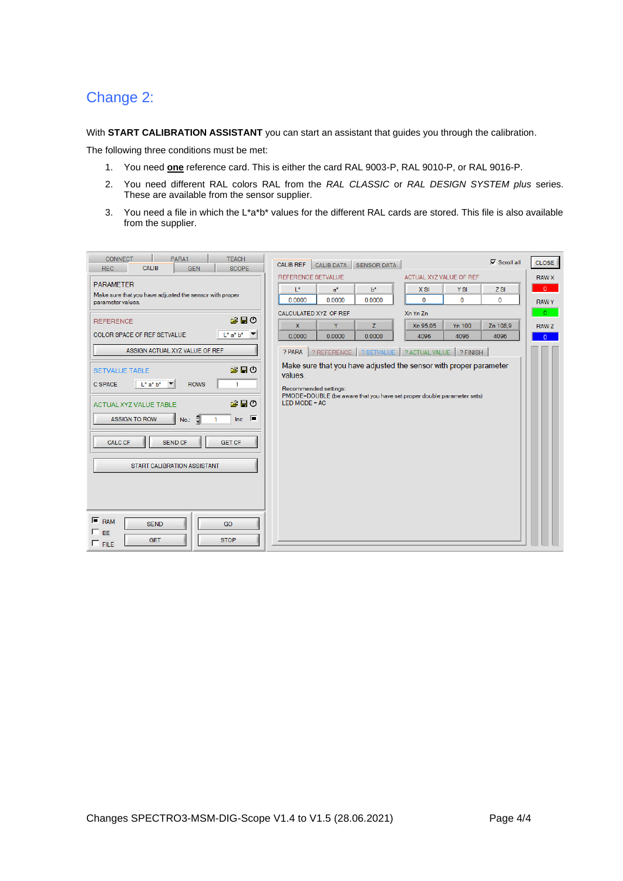## Change 2:

With **START CALIBRATION ASSISTANT** you can start an assistant that guides you through the calibration.

The following three conditions must be met:

1. You need **one** reference card. This is either the card RAL 9003-P, RAL 9010-P, or RAL 9016-P.
2. You need different RAL colors RAL from the *RAL CLASSIC* or *RAL DESIGN SYSTEM plus* series. These are available from the sensor supplier.
3. You need a file in which the L*a*b* values for the different RAL cards are stored. This file is also available from the supplier.